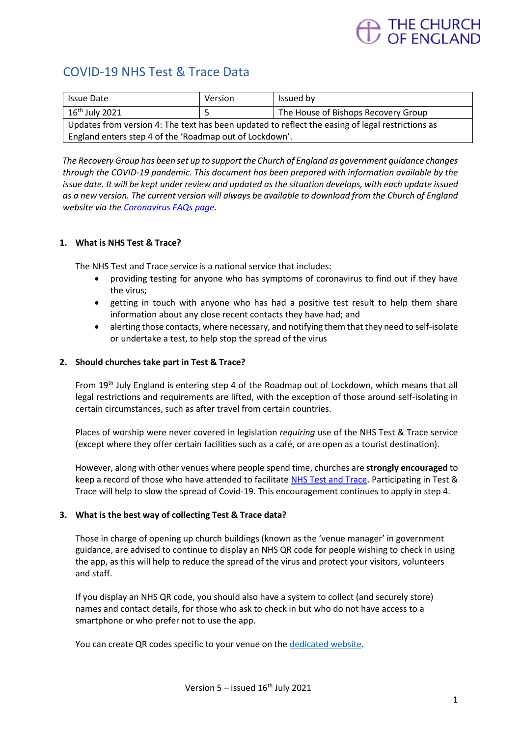THE CHURCH OF ENGLAND

# COVID-19 NHS Test & Trace Data

| Issue Date | Version | Issued by |
|---|---|---|
| 16th July 2021 | 5 | The House of Bishops Recovery Group |
| Updates from version 4: The text has been updated to reflect the easing of legal restrictions as England enters step 4 of the 'Roadmap out of Lockdown'. | | |

*The Recovery Group has been set up to support the Church of England as government guidance changes through the COVID-19 pandemic. This document has been prepared with information available by the issue date. It will be kept under review and updated as the situation develops, with each update issued as a new version. The current version will always be available to download from the Church of England website via the [Coronavirus FAQs page](#).*

### 1. What is NHS Test & Trace?

The NHS Test and Trace service is a national service that includes:

- providing testing for anyone who has symptoms of coronavirus to find out if they have the virus;
- getting in touch with anyone who has had a positive test result to help them share information about any close recent contacts they have had; and
- alerting those contacts, where necessary, and notifying them that they need to self-isolate or undertake a test, to help stop the spread of the virus

### 2. Should churches take part in Test & Trace?

From 19th July England is entering step 4 of the Roadmap out of Lockdown, which means that all legal restrictions and requirements are lifted, with the exception of those around self-isolating in certain circumstances, such as after travel from certain countries.

Places of worship were never covered in legislation *requiring* use of the NHS Test & Trace service (except where they offer certain facilities such as a café, or are open as a tourist destination).

However, along with other venues where people spend time, churches are **strongly encouraged** to keep a record of those who have attended to facilitate [NHS Test and Trace](#). Participating in Test & Trace will help to slow the spread of Covid-19. This encouragement continues to apply in step 4.

### 3. What is the best way of collecting Test & Trace data?

Those in charge of opening up church buildings (known as the 'venue manager' in government guidance, are advised to continue to display an NHS QR code for people wishing to check in using the app, as this will help to reduce the spread of the virus and protect your visitors, volunteers and staff.

If you display an NHS QR code, you should also have a system to collect (and securely store) names and contact details, for those who ask to check in but who do not have access to a smartphone or who prefer not to use the app.

You can create QR codes specific to your venue on the [dedicated website](#).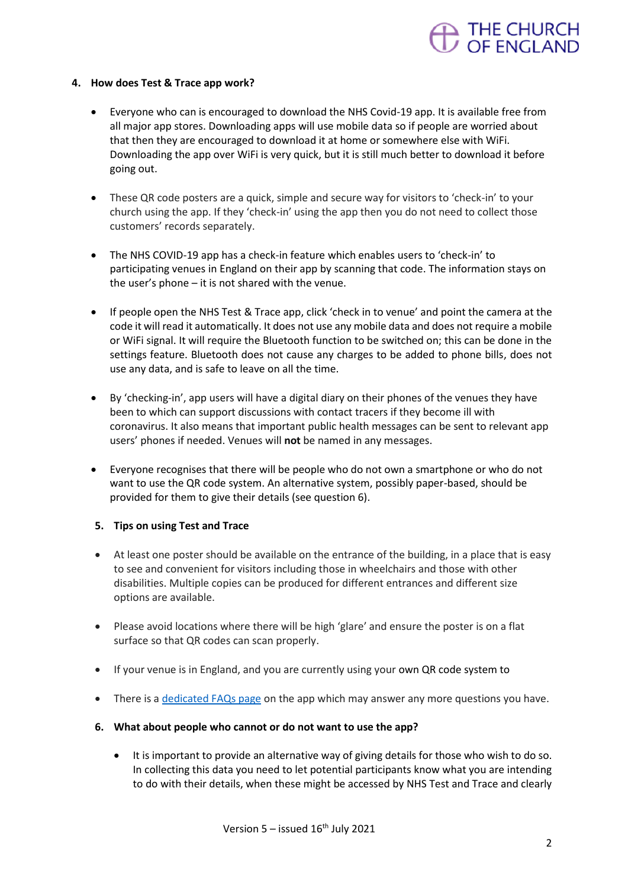## 4. How does Test & Trace app work?

- Everyone who can is encouraged to download the NHS Covid-19 app. It is available free from all major app stores. Downloading apps will use mobile data so if people are worried about that then they are encouraged to download it at home or somewhere else with WiFi. Downloading the app over WiFi is very quick, but it is still much better to download it before going out.

- These QR code posters are a quick, simple and secure way for visitors to 'check-in' to your church using the app. If they 'check-in' using the app then you do not need to collect those customers' records separately.

- The NHS COVID-19 app has a check-in feature which enables users to 'check-in' to participating venues in England on their app by scanning that code. The information stays on the user's phone – it is not shared with the venue.

- If people open the NHS Test & Trace app, click 'check in to venue' and point the camera at the code it will read it automatically. It does not use any mobile data and does not require a mobile or WiFi signal. It will require the Bluetooth function to be switched on; this can be done in the settings feature. Bluetooth does not cause any charges to be added to phone bills, does not use any data, and is safe to leave on all the time.

- By 'checking-in', app users will have a digital diary on their phones of the venues they have been to which can support discussions with contact tracers if they become ill with coronavirus. It also means that important public health messages can be sent to relevant app users' phones if needed. Venues will **not** be named in any messages.

- Everyone recognises that there will be people who do not own a smartphone or who do not want to use the QR code system. An alternative system, possibly paper-based, should be provided for them to give their details (see question 6).

## 5. Tips on using Test and Trace

- At least one poster should be available on the entrance of the building, in a place that is easy to see and convenient for visitors including those in wheelchairs and those with other disabilities. Multiple copies can be produced for different entrances and different size options are available.

- Please avoid locations where there will be high 'glare' and ensure the poster is on a flat surface so that QR codes can scan properly.

- If your venue is in England, and you are currently using your own QR code system to

- There is a [dedicated FAQs page](#) on the app which may answer any more questions you have.

## 6. What about people who cannot or do not want to use the app?

- It is important to provide an alternative way of giving details for those who wish to do so. In collecting this data you need to let potential participants know what you are intending to do with their details, when these might be accessed by NHS Test and Trace and clearly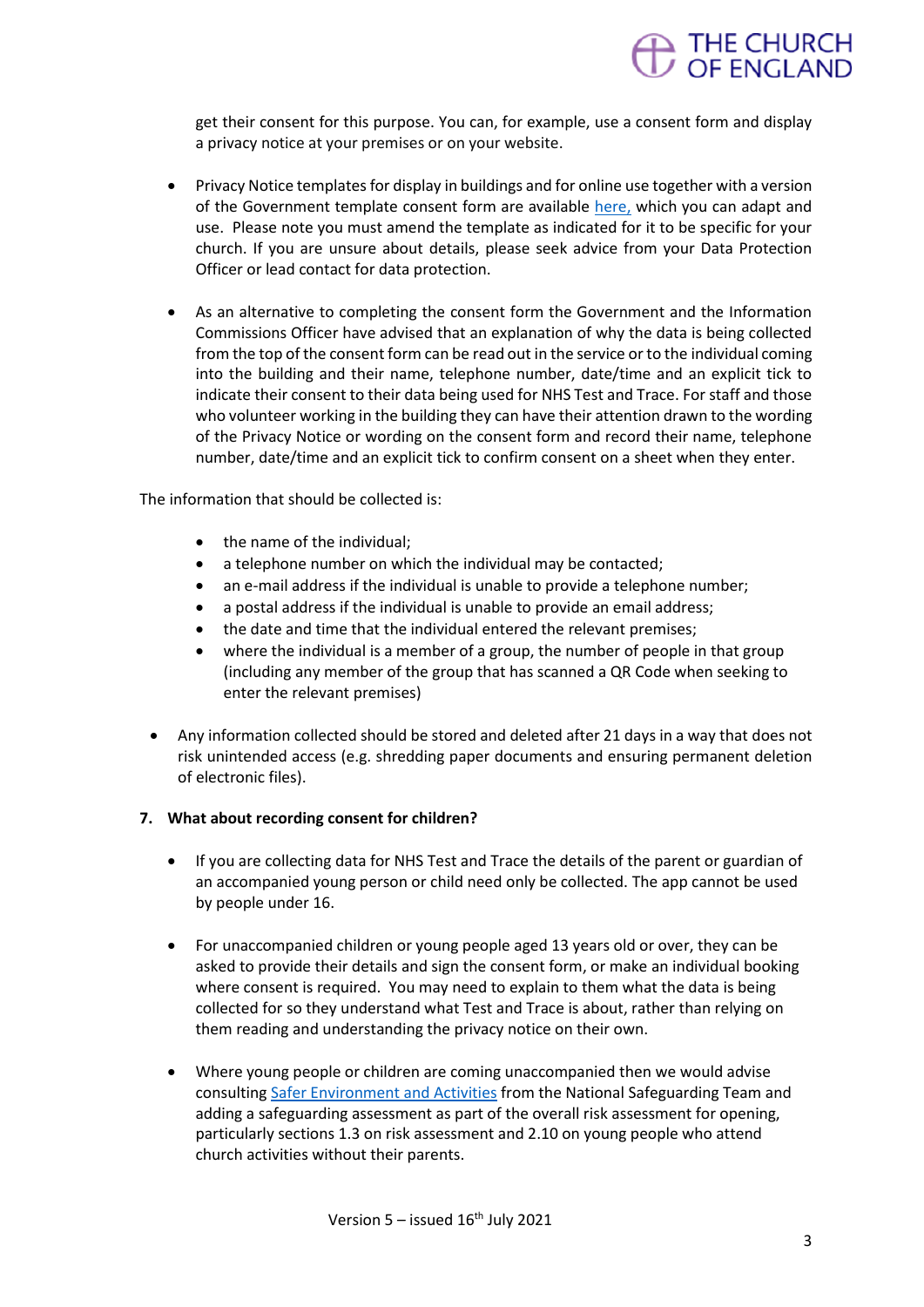get their consent for this purpose. You can, for example, use a consent form and display a privacy notice at your premises or on your website.

- Privacy Notice templates for display in buildings and for online use together with a version of the Government template consent form are available here, which you can adapt and use. Please note you must amend the template as indicated for it to be specific for your church. If you are unsure about details, please seek advice from your Data Protection Officer or lead contact for data protection.

- As an alternative to completing the consent form the Government and the Information Commissions Officer have advised that an explanation of why the data is being collected from the top of the consent form can be read out in the service or to the individual coming into the building and their name, telephone number, date/time and an explicit tick to indicate their consent to their data being used for NHS Test and Trace. For staff and those who volunteer working in the building they can have their attention drawn to the wording of the Privacy Notice or wording on the consent form and record their name, telephone number, date/time and an explicit tick to confirm consent on a sheet when they enter.

The information that should be collected is:

- the name of the individual;
- a telephone number on which the individual may be contacted;
- an e-mail address if the individual is unable to provide a telephone number;
- a postal address if the individual is unable to provide an email address;
- the date and time that the individual entered the relevant premises;
- where the individual is a member of a group, the number of people in that group (including any member of the group that has scanned a QR Code when seeking to enter the relevant premises)

- Any information collected should be stored and deleted after 21 days in a way that does not risk unintended access (e.g. shredding paper documents and ensuring permanent deletion of electronic files).

**7. What about recording consent for children?**

- If you are collecting data for NHS Test and Trace the details of the parent or guardian of an accompanied young person or child need only be collected. The app cannot be used by people under 16.

- For unaccompanied children or young people aged 13 years old or over, they can be asked to provide their details and sign the consent form, or make an individual booking where consent is required. You may need to explain to them what the data is being collected for so they understand what Test and Trace is about, rather than relying on them reading and understanding the privacy notice on their own.

- Where young people or children are coming unaccompanied then we would advise consulting Safer Environment and Activities from the National Safeguarding Team and adding a safeguarding assessment as part of the overall risk assessment for opening, particularly sections 1.3 on risk assessment and 2.10 on young people who attend church activities without their parents.

Version 5 – issued 16th July 2021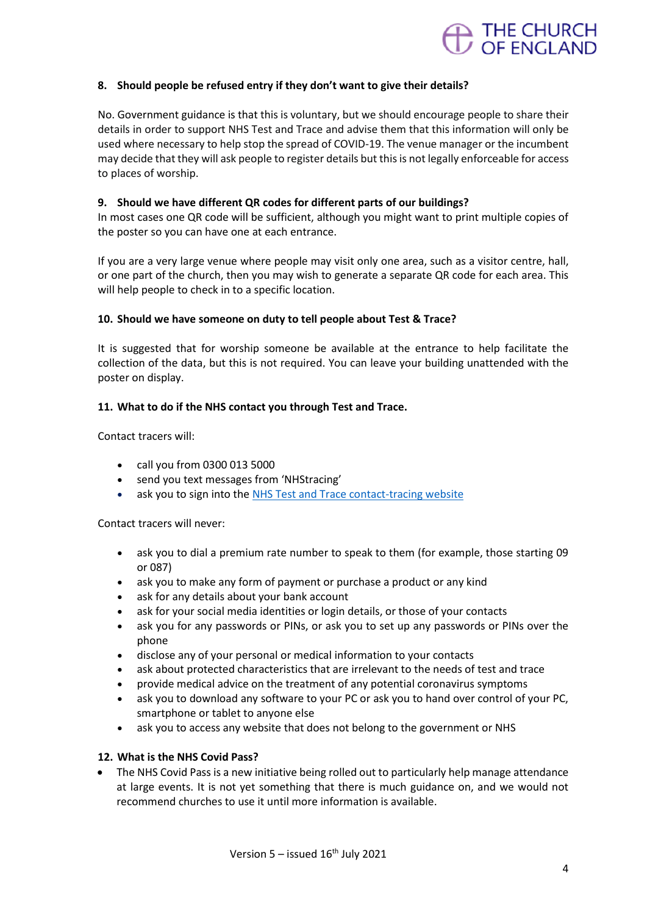### 8. Should people be refused entry if they don't want to give their details?

No. Government guidance is that this is voluntary, but we should encourage people to share their details in order to support NHS Test and Trace and advise them that this information will only be used where necessary to help stop the spread of COVID-19. The venue manager or the incumbent may decide that they will ask people to register details but this is not legally enforceable for access to places of worship.

### 9. Should we have different QR codes for different parts of our buildings?

In most cases one QR code will be sufficient, although you might want to print multiple copies of the poster so you can have one at each entrance.

If you are a very large venue where people may visit only one area, such as a visitor centre, hall, or one part of the church, then you may wish to generate a separate QR code for each area. This will help people to check in to a specific location.

### 10. Should we have someone on duty to tell people about Test & Trace?

It is suggested that for worship someone be available at the entrance to help facilitate the collection of the data, but this is not required. You can leave your building unattended with the poster on display.

### 11. What to do if the NHS contact you through Test and Trace.

Contact tracers will:

- call you from 0300 013 5000
- send you text messages from 'NHStracing'
- ask you to sign into the NHS Test and Trace contact-tracing website

Contact tracers will never:

- ask you to dial a premium rate number to speak to them (for example, those starting 09 or 087)
- ask you to make any form of payment or purchase a product or any kind
- ask for any details about your bank account
- ask for your social media identities or login details, or those of your contacts
- ask you for any passwords or PINs, or ask you to set up any passwords or PINs over the phone
- disclose any of your personal or medical information to your contacts
- ask about protected characteristics that are irrelevant to the needs of test and trace
- provide medical advice on the treatment of any potential coronavirus symptoms
- ask you to download any software to your PC or ask you to hand over control of your PC, smartphone or tablet to anyone else
- ask you to access any website that does not belong to the government or NHS

### 12. What is the NHS Covid Pass?

- The NHS Covid Pass is a new initiative being rolled out to particularly help manage attendance at large events. It is not yet something that there is much guidance on, and we would not recommend churches to use it until more information is available.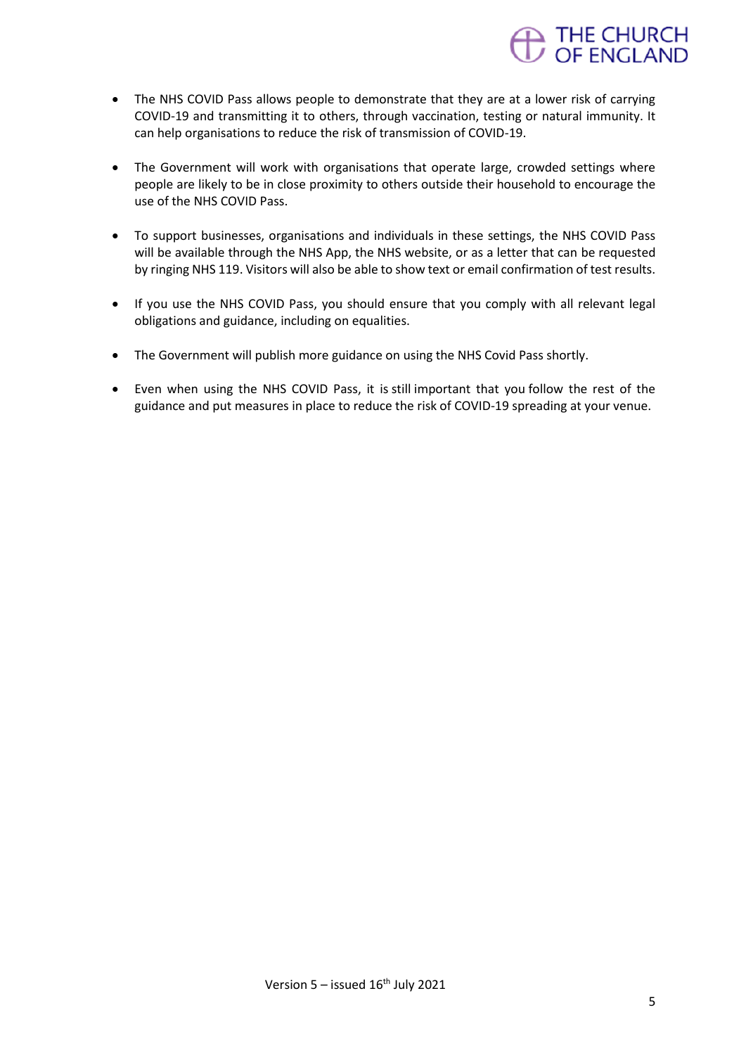- The NHS COVID Pass allows people to demonstrate that they are at a lower risk of carrying COVID-19 and transmitting it to others, through vaccination, testing or natural immunity. It can help organisations to reduce the risk of transmission of COVID-19.

- The Government will work with organisations that operate large, crowded settings where people are likely to be in close proximity to others outside their household to encourage the use of the NHS COVID Pass.

- To support businesses, organisations and individuals in these settings, the NHS COVID Pass will be available through the NHS App, the NHS website, or as a letter that can be requested by ringing NHS 119. Visitors will also be able to show text or email confirmation of test results.

- If you use the NHS COVID Pass, you should ensure that you comply with all relevant legal obligations and guidance, including on equalities.

- The Government will publish more guidance on using the NHS Covid Pass shortly.

- Even when using the NHS COVID Pass, it is still important that you follow the rest of the guidance and put measures in place to reduce the risk of COVID-19 spreading at your venue.